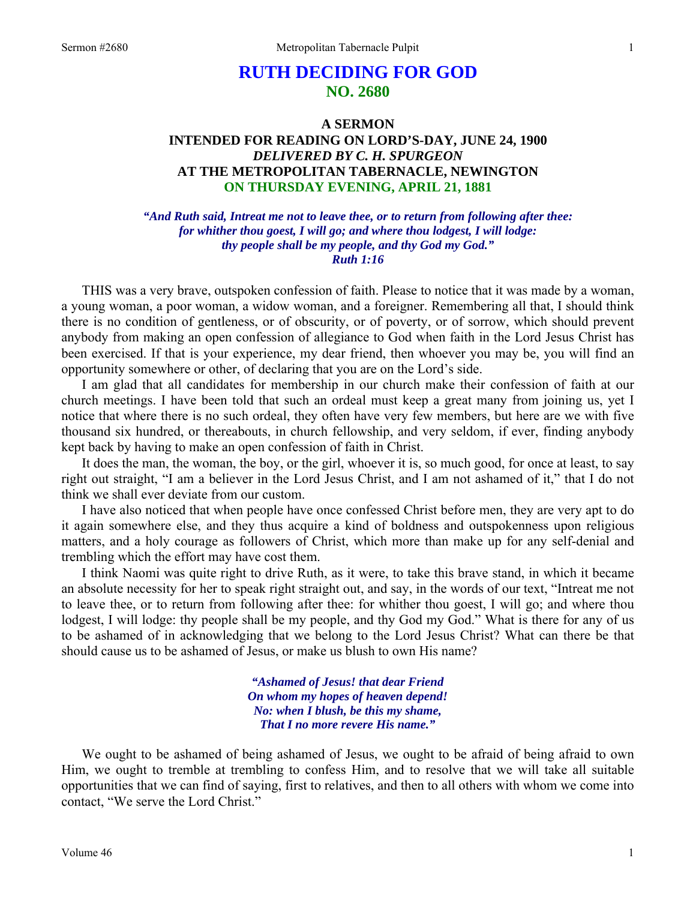# RUTH DECIDING FOR GOD
## NO. 2680

### A SERMON
### INTENDED FOR READING ON LORD'S-DAY, JUNE 24, 1900
### *DELIVERED BY C. H. SPURGEON*
### AT THE METROPOLITAN TABERNACLE, NEWINGTON
### ON THURSDAY EVENING, APRIL 21, 1881

*"And Ruth said, Intreat me not to leave thee, or to return from following after thee: for whither thou goest, I will go; and where thou lodgest, I will lodge: thy people shall be my people, and thy God my God."*
*Ruth 1:16*

THIS was a very brave, outspoken confession of faith. Please to notice that it was made by a woman, a young woman, a poor woman, a widow woman, and a foreigner. Remembering all that, I should think there is no condition of gentleness, or of obscurity, or of poverty, or of sorrow, which should prevent anybody from making an open confession of allegiance to God when faith in the Lord Jesus Christ has been exercised. If that is your experience, my dear friend, then whoever you may be, you will find an opportunity somewhere or other, of declaring that you are on the Lord's side.

I am glad that all candidates for membership in our church make their confession of faith at our church meetings. I have been told that such an ordeal must keep a great many from joining us, yet I notice that where there is no such ordeal, they often have very few members, but here are we with five thousand six hundred, or thereabouts, in church fellowship, and very seldom, if ever, finding anybody kept back by having to make an open confession of faith in Christ.

It does the man, the woman, the boy, or the girl, whoever it is, so much good, for once at least, to say right out straight, "I am a believer in the Lord Jesus Christ, and I am not ashamed of it," that I do not think we shall ever deviate from our custom.

I have also noticed that when people have once confessed Christ before men, they are very apt to do it again somewhere else, and they thus acquire a kind of boldness and outspokenness upon religious matters, and a holy courage as followers of Christ, which more than make up for any self-denial and trembling which the effort may have cost them.

I think Naomi was quite right to drive Ruth, as it were, to take this brave stand, in which it became an absolute necessity for her to speak right straight out, and say, in the words of our text, "Intreat me not to leave thee, or to return from following after thee: for whither thou goest, I will go; and where thou lodgest, I will lodge: thy people shall be my people, and thy God my God." What is there for any of us to be ashamed of in acknowledging that we belong to the Lord Jesus Christ? What can there be that should cause us to be ashamed of Jesus, or make us blush to own His name?

*"Ashamed of Jesus! that dear Friend*
*On whom my hopes of heaven depend!*
*No: when I blush, be this my shame,*
*That I no more revere His name."*

We ought to be ashamed of being ashamed of Jesus, we ought to be afraid of being afraid to own Him, we ought to tremble at trembling to confess Him, and to resolve that we will take all suitable opportunities that we can find of saying, first to relatives, and then to all others with whom we come into contact, "We serve the Lord Christ."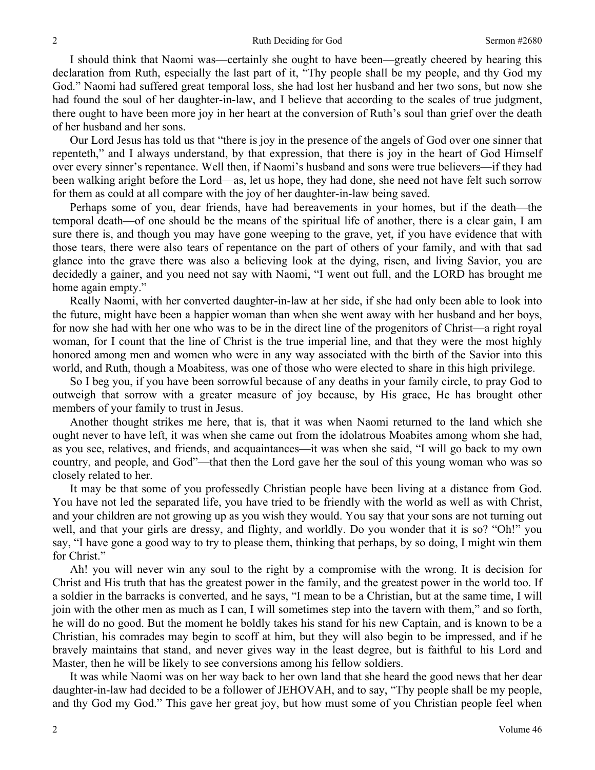I should think that Naomi was—certainly she ought to have been—greatly cheered by hearing this declaration from Ruth, especially the last part of it, "Thy people shall be my people, and thy God my God." Naomi had suffered great temporal loss, she had lost her husband and her two sons, but now she had found the soul of her daughter-in-law, and I believe that according to the scales of true judgment, there ought to have been more joy in her heart at the conversion of Ruth's soul than grief over the death of her husband and her sons.

Our Lord Jesus has told us that "there is joy in the presence of the angels of God over one sinner that repenteth," and I always understand, by that expression, that there is joy in the heart of God Himself over every sinner's repentance. Well then, if Naomi's husband and sons were true believers—if they had been walking aright before the Lord—as, let us hope, they had done, she need not have felt such sorrow for them as could at all compare with the joy of her daughter-in-law being saved.

Perhaps some of you, dear friends, have had bereavements in your homes, but if the death—the temporal death—of one should be the means of the spiritual life of another, there is a clear gain, I am sure there is, and though you may have gone weeping to the grave, yet, if you have evidence that with those tears, there were also tears of repentance on the part of others of your family, and with that sad glance into the grave there was also a believing look at the dying, risen, and living Savior, you are decidedly a gainer, and you need not say with Naomi, "I went out full, and the LORD has brought me home again empty."

Really Naomi, with her converted daughter-in-law at her side, if she had only been able to look into the future, might have been a happier woman than when she went away with her husband and her boys, for now she had with her one who was to be in the direct line of the progenitors of Christ—a right royal woman, for I count that the line of Christ is the true imperial line, and that they were the most highly honored among men and women who were in any way associated with the birth of the Savior into this world, and Ruth, though a Moabitess, was one of those who were elected to share in this high privilege.

So I beg you, if you have been sorrowful because of any deaths in your family circle, to pray God to outweigh that sorrow with a greater measure of joy because, by His grace, He has brought other members of your family to trust in Jesus.

Another thought strikes me here, that is, that it was when Naomi returned to the land which she ought never to have left, it was when she came out from the idolatrous Moabites among whom she had, as you see, relatives, and friends, and acquaintances—it was when she said, "I will go back to my own country, and people, and God"—that then the Lord gave her the soul of this young woman who was so closely related to her.

It may be that some of you professedly Christian people have been living at a distance from God. You have not led the separated life, you have tried to be friendly with the world as well as with Christ, and your children are not growing up as you wish they would. You say that your sons are not turning out well, and that your girls are dressy, and flighty, and worldly. Do you wonder that it is so? "Oh!" you say, "I have gone a good way to try to please them, thinking that perhaps, by so doing, I might win them for Christ."

Ah! you will never win any soul to the right by a compromise with the wrong. It is decision for Christ and His truth that has the greatest power in the family, and the greatest power in the world too. If a soldier in the barracks is converted, and he says, "I mean to be a Christian, but at the same time, I will join with the other men as much as I can, I will sometimes step into the tavern with them," and so forth, he will do no good. But the moment he boldly takes his stand for his new Captain, and is known to be a Christian, his comrades may begin to scoff at him, but they will also begin to be impressed, and if he bravely maintains that stand, and never gives way in the least degree, but is faithful to his Lord and Master, then he will be likely to see conversions among his fellow soldiers.

It was while Naomi was on her way back to her own land that she heard the good news that her dear daughter-in-law had decided to be a follower of JEHOVAH, and to say, "Thy people shall be my people, and thy God my God." This gave her great joy, but how must some of you Christian people feel when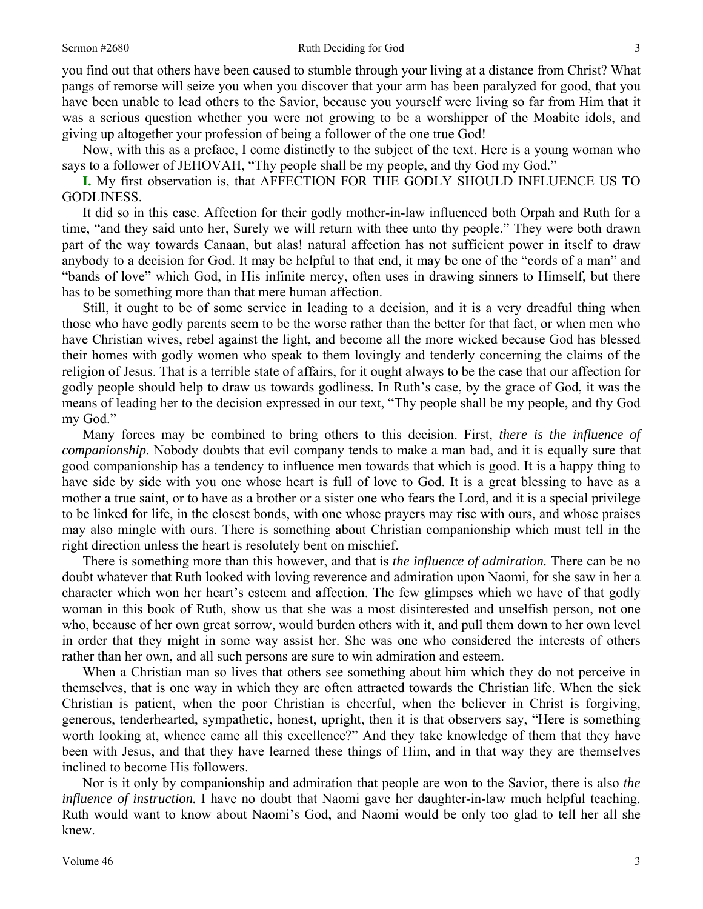you find out that others have been caused to stumble through your living at a distance from Christ? What pangs of remorse will seize you when you discover that your arm has been paralyzed for good, that you have been unable to lead others to the Savior, because you yourself were living so far from Him that it was a serious question whether you were not growing to be a worshipper of the Moabite idols, and giving up altogether your profession of being a follower of the one true God!

Now, with this as a preface, I come distinctly to the subject of the text. Here is a young woman who says to a follower of JEHOVAH, "Thy people shall be my people, and thy God my God."

**I.** My first observation is, that AFFECTION FOR THE GODLY SHOULD INFLUENCE US TO GODLINESS.

It did so in this case. Affection for their godly mother-in-law influenced both Orpah and Ruth for a time, "and they said unto her, Surely we will return with thee unto thy people." They were both drawn part of the way towards Canaan, but alas! natural affection has not sufficient power in itself to draw anybody to a decision for God. It may be helpful to that end, it may be one of the "cords of a man" and "bands of love" which God, in His infinite mercy, often uses in drawing sinners to Himself, but there has to be something more than that mere human affection.

Still, it ought to be of some service in leading to a decision, and it is a very dreadful thing when those who have godly parents seem to be the worse rather than the better for that fact, or when men who have Christian wives, rebel against the light, and become all the more wicked because God has blessed their homes with godly women who speak to them lovingly and tenderly concerning the claims of the religion of Jesus. That is a terrible state of affairs, for it ought always to be the case that our affection for godly people should help to draw us towards godliness. In Ruth's case, by the grace of God, it was the means of leading her to the decision expressed in our text, "Thy people shall be my people, and thy God my God."

Many forces may be combined to bring others to this decision. First, *there is the influence of companionship.* Nobody doubts that evil company tends to make a man bad, and it is equally sure that good companionship has a tendency to influence men towards that which is good. It is a happy thing to have side by side with you one whose heart is full of love to God. It is a great blessing to have as a mother a true saint, or to have as a brother or a sister one who fears the Lord, and it is a special privilege to be linked for life, in the closest bonds, with one whose prayers may rise with ours, and whose praises may also mingle with ours. There is something about Christian companionship which must tell in the right direction unless the heart is resolutely bent on mischief.

There is something more than this however, and that is *the influence of admiration.* There can be no doubt whatever that Ruth looked with loving reverence and admiration upon Naomi, for she saw in her a character which won her heart's esteem and affection. The few glimpses which we have of that godly woman in this book of Ruth, show us that she was a most disinterested and unselfish person, not one who, because of her own great sorrow, would burden others with it, and pull them down to her own level in order that they might in some way assist her. She was one who considered the interests of others rather than her own, and all such persons are sure to win admiration and esteem.

When a Christian man so lives that others see something about him which they do not perceive in themselves, that is one way in which they are often attracted towards the Christian life. When the sick Christian is patient, when the poor Christian is cheerful, when the believer in Christ is forgiving, generous, tenderhearted, sympathetic, honest, upright, then it is that observers say, "Here is something worth looking at, whence came all this excellence?" And they take knowledge of them that they have been with Jesus, and that they have learned these things of Him, and in that way they are themselves inclined to become His followers.

Nor is it only by companionship and admiration that people are won to the Savior, there is also *the influence of instruction.* I have no doubt that Naomi gave her daughter-in-law much helpful teaching. Ruth would want to know about Naomi's God, and Naomi would be only too glad to tell her all she knew.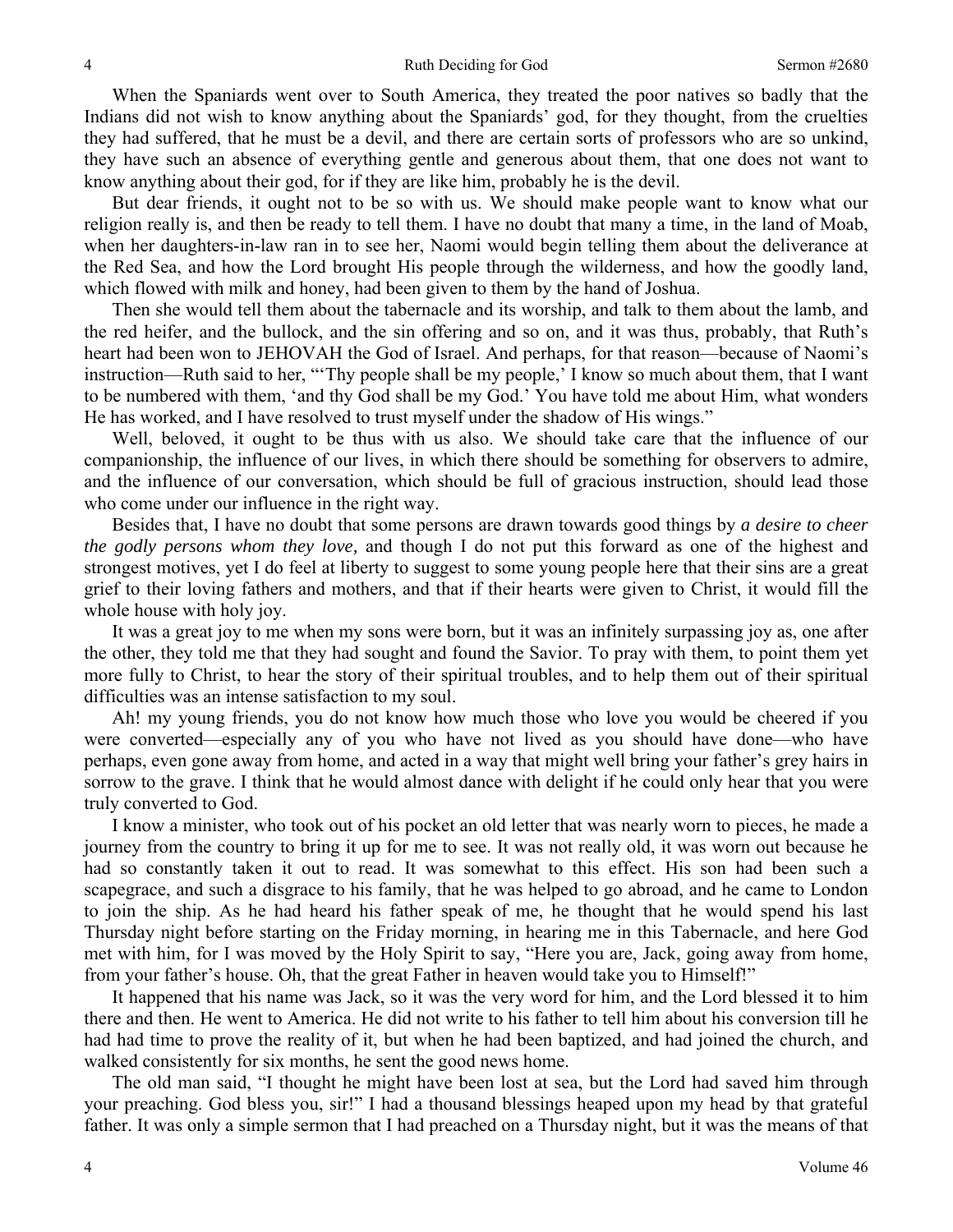When the Spaniards went over to South America, they treated the poor natives so badly that the Indians did not wish to know anything about the Spaniards' god, for they thought, from the cruelties they had suffered, that he must be a devil, and there are certain sorts of professors who are so unkind, they have such an absence of everything gentle and generous about them, that one does not want to know anything about their god, for if they are like him, probably he is the devil.

But dear friends, it ought not to be so with us. We should make people want to know what our religion really is, and then be ready to tell them. I have no doubt that many a time, in the land of Moab, when her daughters-in-law ran in to see her, Naomi would begin telling them about the deliverance at the Red Sea, and how the Lord brought His people through the wilderness, and how the goodly land, which flowed with milk and honey, had been given to them by the hand of Joshua.

Then she would tell them about the tabernacle and its worship, and talk to them about the lamb, and the red heifer, and the bullock, and the sin offering and so on, and it was thus, probably, that Ruth's heart had been won to JEHOVAH the God of Israel. And perhaps, for that reason—because of Naomi's instruction—Ruth said to her, "'Thy people shall be my people,' I know so much about them, that I want to be numbered with them, 'and thy God shall be my God.' You have told me about Him, what wonders He has worked, and I have resolved to trust myself under the shadow of His wings."

Well, beloved, it ought to be thus with us also. We should take care that the influence of our companionship, the influence of our lives, in which there should be something for observers to admire, and the influence of our conversation, which should be full of gracious instruction, should lead those who come under our influence in the right way.

Besides that, I have no doubt that some persons are drawn towards good things by *a desire to cheer the godly persons whom they love,* and though I do not put this forward as one of the highest and strongest motives, yet I do feel at liberty to suggest to some young people here that their sins are a great grief to their loving fathers and mothers, and that if their hearts were given to Christ, it would fill the whole house with holy joy.

It was a great joy to me when my sons were born, but it was an infinitely surpassing joy as, one after the other, they told me that they had sought and found the Savior. To pray with them, to point them yet more fully to Christ, to hear the story of their spiritual troubles, and to help them out of their spiritual difficulties was an intense satisfaction to my soul.

Ah! my young friends, you do not know how much those who love you would be cheered if you were converted—especially any of you who have not lived as you should have done—who have perhaps, even gone away from home, and acted in a way that might well bring your father's grey hairs in sorrow to the grave. I think that he would almost dance with delight if he could only hear that you were truly converted to God.

I know a minister, who took out of his pocket an old letter that was nearly worn to pieces, he made a journey from the country to bring it up for me to see. It was not really old, it was worn out because he had so constantly taken it out to read. It was somewhat to this effect. His son had been such a scapegrace, and such a disgrace to his family, that he was helped to go abroad, and he came to London to join the ship. As he had heard his father speak of me, he thought that he would spend his last Thursday night before starting on the Friday morning, in hearing me in this Tabernacle, and here God met with him, for I was moved by the Holy Spirit to say, "Here you are, Jack, going away from home, from your father's house. Oh, that the great Father in heaven would take you to Himself!"

It happened that his name was Jack, so it was the very word for him, and the Lord blessed it to him there and then. He went to America. He did not write to his father to tell him about his conversion till he had had time to prove the reality of it, but when he had been baptized, and had joined the church, and walked consistently for six months, he sent the good news home.

The old man said, "I thought he might have been lost at sea, but the Lord had saved him through your preaching. God bless you, sir!" I had a thousand blessings heaped upon my head by that grateful father. It was only a simple sermon that I had preached on a Thursday night, but it was the means of that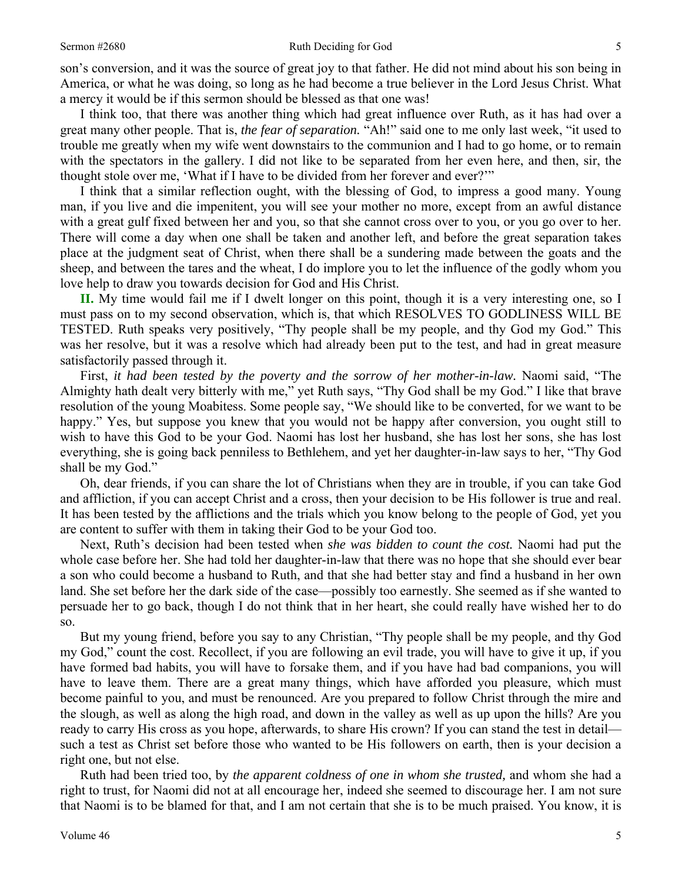son's conversion, and it was the source of great joy to that father. He did not mind about his son being in America, or what he was doing, so long as he had become a true believer in the Lord Jesus Christ. What a mercy it would be if this sermon should be blessed as that one was!

I think too, that there was another thing which had great influence over Ruth, as it has had over a great many other people. That is, *the fear of separation.* "Ah!" said one to me only last week, "it used to trouble me greatly when my wife went downstairs to the communion and I had to go home, or to remain with the spectators in the gallery. I did not like to be separated from her even here, and then, sir, the thought stole over me, 'What if I have to be divided from her forever and ever?'"

I think that a similar reflection ought, with the blessing of God, to impress a good many. Young man, if you live and die impenitent, you will see your mother no more, except from an awful distance with a great gulf fixed between her and you, so that she cannot cross over to you, or you go over to her. There will come a day when one shall be taken and another left, and before the great separation takes place at the judgment seat of Christ, when there shall be a sundering made between the goats and the sheep, and between the tares and the wheat, I do implore you to let the influence of the godly whom you love help to draw you towards decision for God and His Christ.

**II.** My time would fail me if I dwelt longer on this point, though it is a very interesting one, so I must pass on to my second observation, which is, that which RESOLVES TO GODLINESS WILL BE TESTED. Ruth speaks very positively, "Thy people shall be my people, and thy God my God." This was her resolve, but it was a resolve which had already been put to the test, and had in great measure satisfactorily passed through it.

First, *it had been tested by the poverty and the sorrow of her mother-in-law.* Naomi said, "The Almighty hath dealt very bitterly with me," yet Ruth says, "Thy God shall be my God." I like that brave resolution of the young Moabitess. Some people say, "We should like to be converted, for we want to be happy." Yes, but suppose you knew that you would not be happy after conversion, you ought still to wish to have this God to be your God. Naomi has lost her husband, she has lost her sons, she has lost everything, she is going back penniless to Bethlehem, and yet her daughter-in-law says to her, "Thy God shall be my God."

Oh, dear friends, if you can share the lot of Christians when they are in trouble, if you can take God and affliction, if you can accept Christ and a cross, then your decision to be His follower is true and real. It has been tested by the afflictions and the trials which you know belong to the people of God, yet you are content to suffer with them in taking their God to be your God too.

Next, Ruth's decision had been tested when *she was bidden to count the cost.* Naomi had put the whole case before her. She had told her daughter-in-law that there was no hope that she should ever bear a son who could become a husband to Ruth, and that she had better stay and find a husband in her own land. She set before her the dark side of the case—possibly too earnestly. She seemed as if she wanted to persuade her to go back, though I do not think that in her heart, she could really have wished her to do so.

But my young friend, before you say to any Christian, "Thy people shall be my people, and thy God my God," count the cost. Recollect, if you are following an evil trade, you will have to give it up, if you have formed bad habits, you will have to forsake them, and if you have had bad companions, you will have to leave them. There are a great many things, which have afforded you pleasure, which must become painful to you, and must be renounced. Are you prepared to follow Christ through the mire and the slough, as well as along the high road, and down in the valley as well as up upon the hills? Are you ready to carry His cross as you hope, afterwards, to share His crown? If you can stand the test in detail—such a test as Christ set before those who wanted to be His followers on earth, then is your decision a right one, but not else.

Ruth had been tried too, by *the apparent coldness of one in whom she trusted,* and whom she had a right to trust, for Naomi did not at all encourage her, indeed she seemed to discourage her. I am not sure that Naomi is to be blamed for that, and I am not certain that she is to be much praised. You know, it is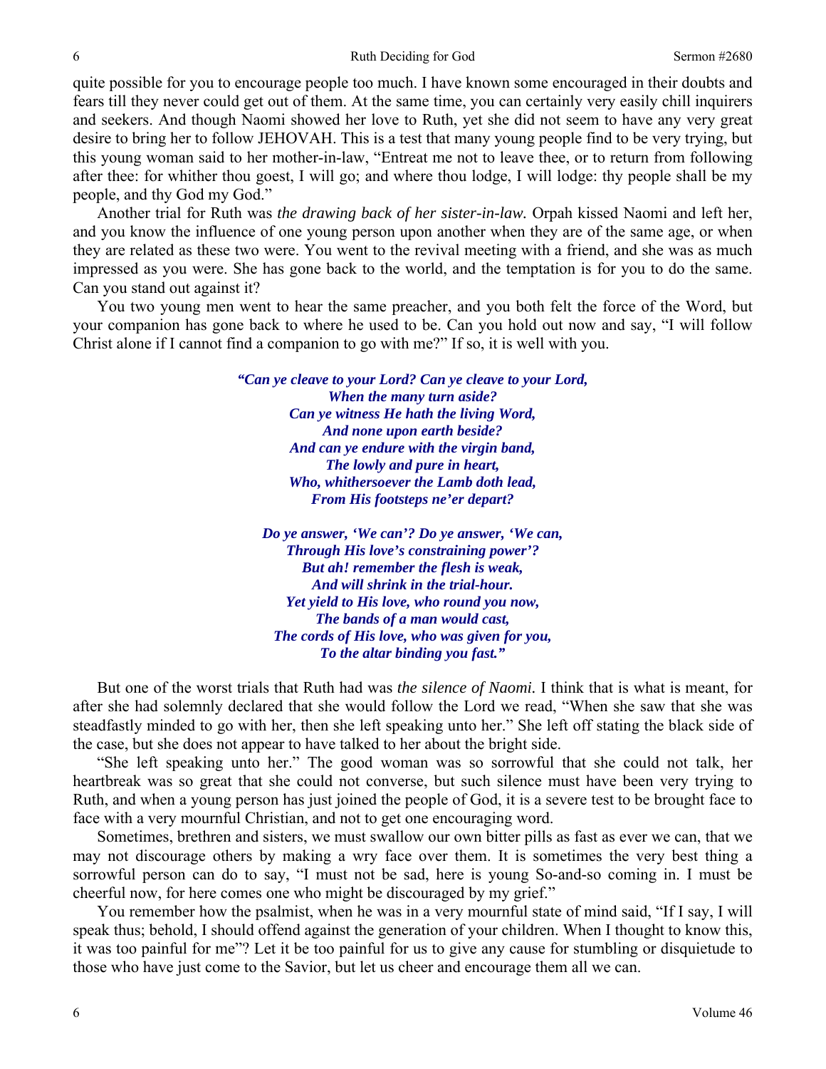quite possible for you to encourage people too much. I have known some encouraged in their doubts and fears till they never could get out of them. At the same time, you can certainly very easily chill inquirers and seekers. And though Naomi showed her love to Ruth, yet she did not seem to have any very great desire to bring her to follow JEHOVAH. This is a test that many young people find to be very trying, but this young woman said to her mother-in-law, "Entreat me not to leave thee, or to return from following after thee: for whither thou goest, I will go; and where thou lodge, I will lodge: thy people shall be my people, and thy God my God."

Another trial for Ruth was *the drawing back of her sister-in-law.* Orpah kissed Naomi and left her, and you know the influence of one young person upon another when they are of the same age, or when they are related as these two were. You went to the revival meeting with a friend, and she was as much impressed as you were. She has gone back to the world, and the temptation is for you to do the same. Can you stand out against it?

You two young men went to hear the same preacher, and you both felt the force of the Word, but your companion has gone back to where he used to be. Can you hold out now and say, "I will follow Christ alone if I cannot find a companion to go with me?" If so, it is well with you.

***"Can ye cleave to your Lord? Can ye cleave to your Lord,***
***When the many turn aside?***
***Can ye witness He hath the living Word,***
***And none upon earth beside?***
***And can ye endure with the virgin band,***
***The lowly and pure in heart,***
***Who, whithersoever the Lamb doth lead,***
***From His footsteps ne'er depart?***

***Do ye answer, 'We can'? Do ye answer, 'We can,***
***Through His love's constraining power'?***
***But ah! remember the flesh is weak,***
***And will shrink in the trial-hour.***
***Yet yield to His love, who round you now,***
***The bands of a man would cast,***
***The cords of His love, who was given for you,***
***To the altar binding you fast."***

But one of the worst trials that Ruth had was *the silence of Naomi.* I think that is what is meant, for after she had solemnly declared that she would follow the Lord we read, "When she saw that she was steadfastly minded to go with her, then she left speaking unto her." She left off stating the black side of the case, but she does not appear to have talked to her about the bright side.

"She left speaking unto her." The good woman was so sorrowful that she could not talk, her heartbreak was so great that she could not converse, but such silence must have been very trying to Ruth, and when a young person has just joined the people of God, it is a severe test to be brought face to face with a very mournful Christian, and not to get one encouraging word.

Sometimes, brethren and sisters, we must swallow our own bitter pills as fast as ever we can, that we may not discourage others by making a wry face over them. It is sometimes the very best thing a sorrowful person can do to say, "I must not be sad, here is young So-and-so coming in. I must be cheerful now, for here comes one who might be discouraged by my grief."

You remember how the psalmist, when he was in a very mournful state of mind said, "If I say, I will speak thus; behold, I should offend against the generation of your children. When I thought to know this, it was too painful for me"? Let it be too painful for us to give any cause for stumbling or disquietude to those who have just come to the Savior, but let us cheer and encourage them all we can.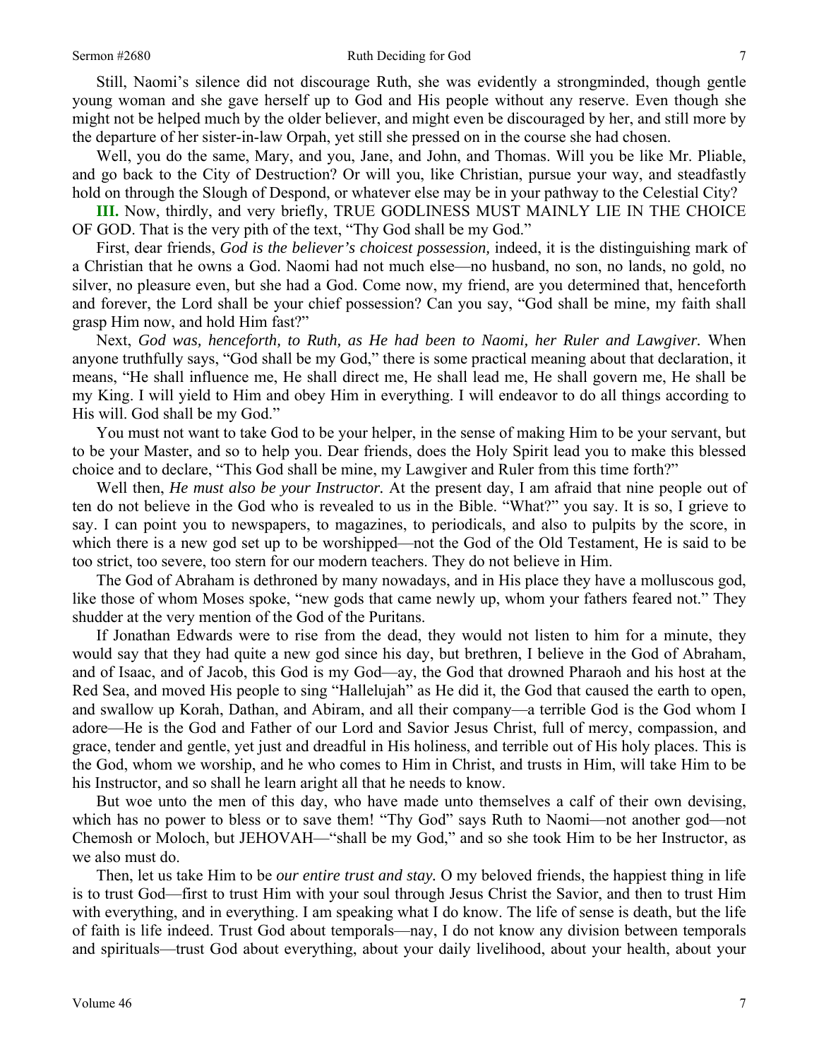Still, Naomi's silence did not discourage Ruth, she was evidently a strongminded, though gentle young woman and she gave herself up to God and His people without any reserve. Even though she might not be helped much by the older believer, and might even be discouraged by her, and still more by the departure of her sister-in-law Orpah, yet still she pressed on in the course she had chosen.

Well, you do the same, Mary, and you, Jane, and John, and Thomas. Will you be like Mr. Pliable, and go back to the City of Destruction? Or will you, like Christian, pursue your way, and steadfastly hold on through the Slough of Despond, or whatever else may be in your pathway to the Celestial City?

**III.** Now, thirdly, and very briefly, TRUE GODLINESS MUST MAINLY LIE IN THE CHOICE OF GOD. That is the very pith of the text, "Thy God shall be my God."

First, dear friends, *God is the believer's choicest possession,* indeed, it is the distinguishing mark of a Christian that he owns a God. Naomi had not much else—no husband, no son, no lands, no gold, no silver, no pleasure even, but she had a God. Come now, my friend, are you determined that, henceforth and forever, the Lord shall be your chief possession? Can you say, "God shall be mine, my faith shall grasp Him now, and hold Him fast?"

Next, *God was, henceforth, to Ruth, as He had been to Naomi, her Ruler and Lawgiver.* When anyone truthfully says, "God shall be my God," there is some practical meaning about that declaration, it means, "He shall influence me, He shall direct me, He shall lead me, He shall govern me, He shall be my King. I will yield to Him and obey Him in everything. I will endeavor to do all things according to His will. God shall be my God."

You must not want to take God to be your helper, in the sense of making Him to be your servant, but to be your Master, and so to help you. Dear friends, does the Holy Spirit lead you to make this blessed choice and to declare, "This God shall be mine, my Lawgiver and Ruler from this time forth?"

Well then, *He must also be your Instructor.* At the present day, I am afraid that nine people out of ten do not believe in the God who is revealed to us in the Bible. "What?" you say. It is so, I grieve to say. I can point you to newspapers, to magazines, to periodicals, and also to pulpits by the score, in which there is a new god set up to be worshipped—not the God of the Old Testament, He is said to be too strict, too severe, too stern for our modern teachers. They do not believe in Him.

The God of Abraham is dethroned by many nowadays, and in His place they have a molluscous god, like those of whom Moses spoke, "new gods that came newly up, whom your fathers feared not." They shudder at the very mention of the God of the Puritans.

If Jonathan Edwards were to rise from the dead, they would not listen to him for a minute, they would say that they had quite a new god since his day, but brethren, I believe in the God of Abraham, and of Isaac, and of Jacob, this God is my God—ay, the God that drowned Pharaoh and his host at the Red Sea, and moved His people to sing "Hallelujah" as He did it, the God that caused the earth to open, and swallow up Korah, Dathan, and Abiram, and all their company—a terrible God is the God whom I adore—He is the God and Father of our Lord and Savior Jesus Christ, full of mercy, compassion, and grace, tender and gentle, yet just and dreadful in His holiness, and terrible out of His holy places. This is the God, whom we worship, and he who comes to Him in Christ, and trusts in Him, will take Him to be his Instructor, and so shall he learn aright all that he needs to know.

But woe unto the men of this day, who have made unto themselves a calf of their own devising, which has no power to bless or to save them! "Thy God" says Ruth to Naomi—not another god—not Chemosh or Moloch, but JEHOVAH—"shall be my God," and so she took Him to be her Instructor, as we also must do.

Then, let us take Him to be *our entire trust and stay.* O my beloved friends, the happiest thing in life is to trust God—first to trust Him with your soul through Jesus Christ the Savior, and then to trust Him with everything, and in everything. I am speaking what I do know. The life of sense is death, but the life of faith is life indeed. Trust God about temporals—nay, I do not know any division between temporals and spirituals—trust God about everything, about your daily livelihood, about your health, about your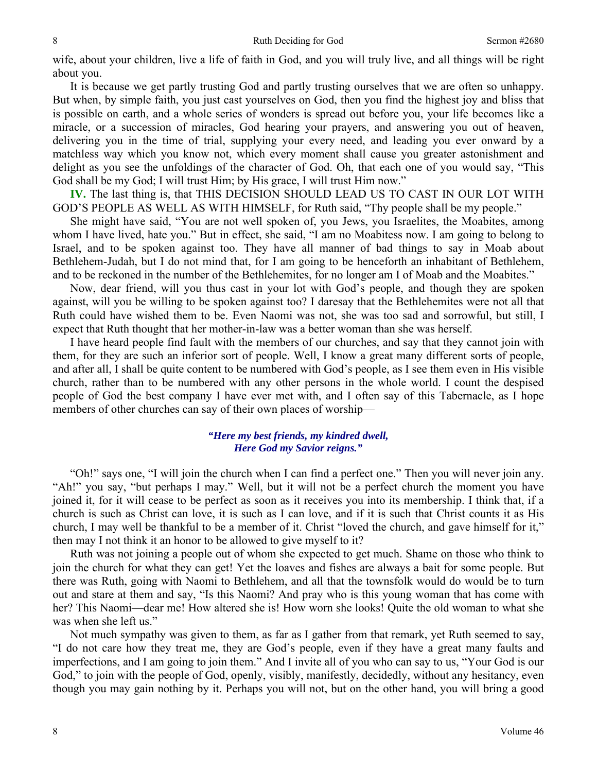wife, about your children, live a life of faith in God, and you will truly live, and all things will be right about you.

It is because we get partly trusting God and partly trusting ourselves that we are often so unhappy. But when, by simple faith, you just cast yourselves on God, then you find the highest joy and bliss that is possible on earth, and a whole series of wonders is spread out before you, your life becomes like a miracle, or a succession of miracles, God hearing your prayers, and answering you out of heaven, delivering you in the time of trial, supplying your every need, and leading you ever onward by a matchless way which you know not, which every moment shall cause you greater astonishment and delight as you see the unfoldings of the character of God. Oh, that each one of you would say, "This God shall be my God; I will trust Him; by His grace, I will trust Him now."

**IV.** The last thing is, that THIS DECISION SHOULD LEAD US TO CAST IN OUR LOT WITH GOD'S PEOPLE AS WELL AS WITH HIMSELF, for Ruth said, "Thy people shall be my people."

She might have said, "You are not well spoken of, you Jews, you Israelites, the Moabites, among whom I have lived, hate you." But in effect, she said, "I am no Moabitess now. I am going to belong to Israel, and to be spoken against too. They have all manner of bad things to say in Moab about Bethlehem-Judah, but I do not mind that, for I am going to be henceforth an inhabitant of Bethlehem, and to be reckoned in the number of the Bethlehemites, for no longer am I of Moab and the Moabites."

Now, dear friend, will you thus cast in your lot with God's people, and though they are spoken against, will you be willing to be spoken against too? I daresay that the Bethlehemites were not all that Ruth could have wished them to be. Even Naomi was not, she was too sad and sorrowful, but still, I expect that Ruth thought that her mother-in-law was a better woman than she was herself.

I have heard people find fault with the members of our churches, and say that they cannot join with them, for they are such an inferior sort of people. Well, I know a great many different sorts of people, and after all, I shall be quite content to be numbered with God's people, as I see them even in His visible church, rather than to be numbered with any other persons in the whole world. I count the despised people of God the best company I have ever met with, and I often say of this Tabernacle, as I hope members of other churches can say of their own places of worship—

> ***"Here my best friends, my kindred dwell,***
> ***Here God my Savior reigns."***

"Oh!" says one, "I will join the church when I can find a perfect one." Then you will never join any. "Ah!" you say, "but perhaps I may." Well, but it will not be a perfect church the moment you have joined it, for it will cease to be perfect as soon as it receives you into its membership. I think that, if a church is such as Christ can love, it is such as I can love, and if it is such that Christ counts it as His church, I may well be thankful to be a member of it. Christ "loved the church, and gave himself for it," then may I not think it an honor to be allowed to give myself to it?

Ruth was not joining a people out of whom she expected to get much. Shame on those who think to join the church for what they can get! Yet the loaves and fishes are always a bait for some people. But there was Ruth, going with Naomi to Bethlehem, and all that the townsfolk would do would be to turn out and stare at them and say, "Is this Naomi? And pray who is this young woman that has come with her? This Naomi—dear me! How altered she is! How worn she looks! Quite the old woman to what she was when she left us."

Not much sympathy was given to them, as far as I gather from that remark, yet Ruth seemed to say, "I do not care how they treat me, they are God's people, even if they have a great many faults and imperfections, and I am going to join them." And I invite all of you who can say to us, "Your God is our God," to join with the people of God, openly, visibly, manifestly, decidedly, without any hesitancy, even though you may gain nothing by it. Perhaps you will not, but on the other hand, you will bring a good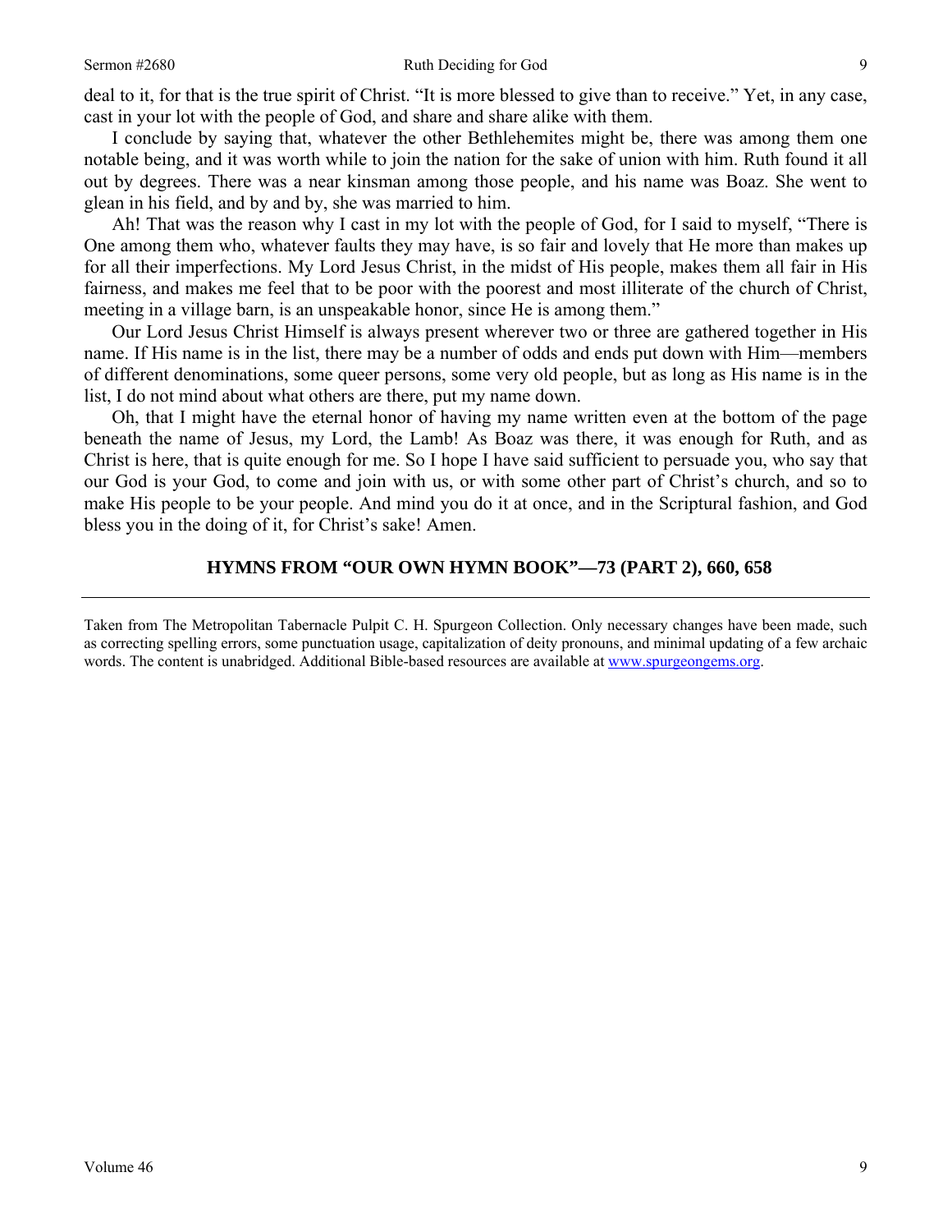deal to it, for that is the true spirit of Christ. "It is more blessed to give than to receive." Yet, in any case, cast in your lot with the people of God, and share and share alike with them.

I conclude by saying that, whatever the other Bethlehemites might be, there was among them one notable being, and it was worth while to join the nation for the sake of union with him. Ruth found it all out by degrees. There was a near kinsman among those people, and his name was Boaz. She went to glean in his field, and by and by, she was married to him.

Ah! That was the reason why I cast in my lot with the people of God, for I said to myself, "There is One among them who, whatever faults they may have, is so fair and lovely that He more than makes up for all their imperfections. My Lord Jesus Christ, in the midst of His people, makes them all fair in His fairness, and makes me feel that to be poor with the poorest and most illiterate of the church of Christ, meeting in a village barn, is an unspeakable honor, since He is among them."

Our Lord Jesus Christ Himself is always present wherever two or three are gathered together in His name. If His name is in the list, there may be a number of odds and ends put down with Him—members of different denominations, some queer persons, some very old people, but as long as His name is in the list, I do not mind about what others are there, put my name down.

Oh, that I might have the eternal honor of having my name written even at the bottom of the page beneath the name of Jesus, my Lord, the Lamb! As Boaz was there, it was enough for Ruth, and as Christ is here, that is quite enough for me. So I hope I have said sufficient to persuade you, who say that our God is your God, to come and join with us, or with some other part of Christ's church, and so to make His people to be your people. And mind you do it at once, and in the Scriptural fashion, and God bless you in the doing of it, for Christ's sake! Amen.

## HYMNS FROM "OUR OWN HYMN BOOK"—73 (PART 2), 660, 658

---

Taken from The Metropolitan Tabernacle Pulpit C. H. Spurgeon Collection. Only necessary changes have been made, such as correcting spelling errors, some punctuation usage, capitalization of deity pronouns, and minimal updating of a few archaic words. The content is unabridged. Additional Bible-based resources are available at www.spurgeongems.org.